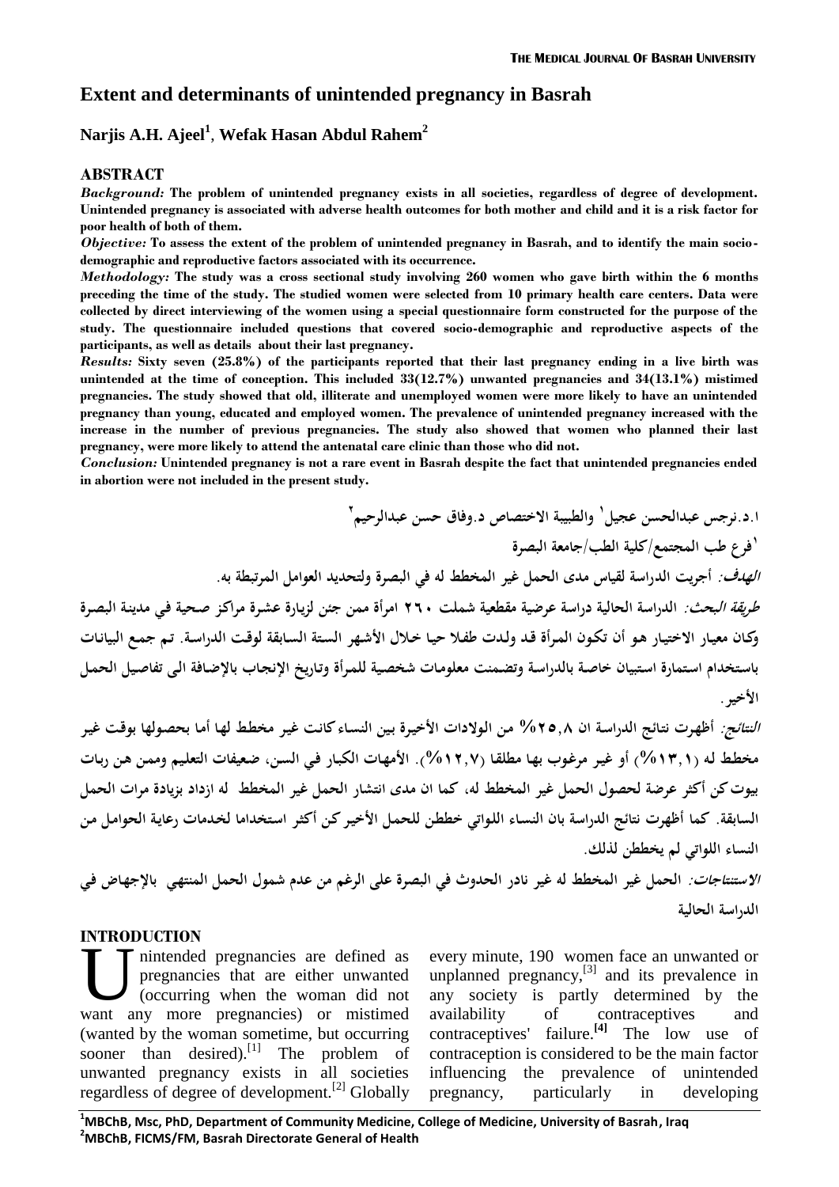# Extent and determinants of unintended pregnancy in Basrah

**Narjis A.H. Ajeel[1], Wefak Hasan Abdul Rahem[2]**

## ABSTRACT

***Background:*** **The problem of unintended pregnancy exists in all societies, regardless of degree of development. Unintended pregnancy is associated with adverse health outcomes for both mother and child and it is a risk factor for poor health of both of them.**

***Objective:*** **To assess the extent of the problem of unintended pregnancy in Basrah, and to identify the main socio-demographic and reproductive factors associated with its occurrence.**

***Methodology:*** **The study was a cross sectional study involving 260 women who gave birth within the 6 months preceding the time of the study. The studied women were selected from 10 primary health care centers. Data were collected by direct interviewing of the women using a special questionnaire form constructed for the purpose of the study. The questionnaire included questions that covered socio-demographic and reproductive aspects of the participants, as well as details about their last pregnancy.**

***Results:*** **Sixty seven (25.8%) of the participants reported that their last pregnancy ending in a live birth was unintended at the time of conception. This included 33(12.7%) unwanted pregnancies and 34(13.1%) mistimed pregnancies. The study showed that old, illiterate and unemployed women were more likely to have an unintended pregnancy than young, educated and employed women. The prevalence of unintended pregnancy increased with the increase in the number of previous pregnancies. The study also showed that women who planned their last pregnancy, were more likely to attend the antenatal care clinic than those who did not.**

***Conclusion:*** **Unintended pregnancy is not a rare event in Basrah despite the fact that unintended pregnancies ended in abortion were not included in the present study.**

**ا.د.نرجس عبدالحسن عجيل[1] والطبيبة الاختصاص د.وفاق حسن عبدالرحيم[2]**

**[1]فرع طب المجتمع/كلية الطب/جامعة البصرة**

***الهدف:*** **أجريت الدراسة لقياس مدى الحمل غير المخطط له في البصرة ولتحديد العوامل المرتبطة به.**

***طريقة البحث:*** **الدراسة الحالية دراسة عرضية مقطعية شملت ٢٦٠ امرأة ممن جئن لزيارة عشرة مراكز صحية في مدينة البصرة وكان معيار الاختيار هو أن تكون المرأة قد ولدت طفلا حيا خلال الأشهر الستة السابقة لوقت الدراسة. تم جمع البيانات باستخدام استمارة استبيان خاصة بالدراسة وتضمنت معلومات شخصية للمرأة وتاريخ الإنجاب بالإضافة الى تفاصيل الحمل الأخير.**

***النتائج:*** **أظهرت نتائج الدراسة ان ٢٥,٨% من الولادات الأخيرة بين النساء كانت غير مخطط لها أما بحصولها بوقت غير مخطط له (١٣,١%) أو غير مرغوب بها مطلقا (١٢,٧%). الأمهات الكبار في السن، ضعيفات التعليم وممن هن ربات بيوت كن أكثر عرضة لحصول الحمل غير المخطط له، كما ان مدى انتشار الحمل غير المخطط له ازداد بزيادة مرات الحمل السابقة. كما أظهرت نتائج الدراسة بان النساء اللواتي خططن للحمل الأخير كن أكثر استخداما لخدمات رعاية الحوامل من النساء اللواتي لم يخططن لذلك.**

***الاستنتاجات:*** **الحمل غير المخطط له غير نادر الحدوث في البصرة على الرغم من عدم شمول الحمل المنتهي بالإجهاض في الدراسة الحالية**

## INTRODUCTION

Unintended pregnancies are defined as pregnancies that are either unwanted (occurring when the woman did not want any more pregnancies) or mistimed (wanted by the woman sometime, but occurring sooner than desired).[1] The problem of unwanted pregnancy exists in all societies regardless of degree of development.[2] Globally every minute, 190 women face an unwanted or unplanned pregnancy,[3] and its prevalence in any society is partly determined by the availability of contraceptives and contraceptives' failure.**[4]** The low use of contraception is considered to be the main factor influencing the prevalence of unintended pregnancy, particularly in developing

---

[1]**MBChB, Msc, PhD, Department of Community Medicine, College of Medicine, University of Basrah, Iraq**

[2]**MBChB, FICMS/FM, Basrah Directorate General of Health**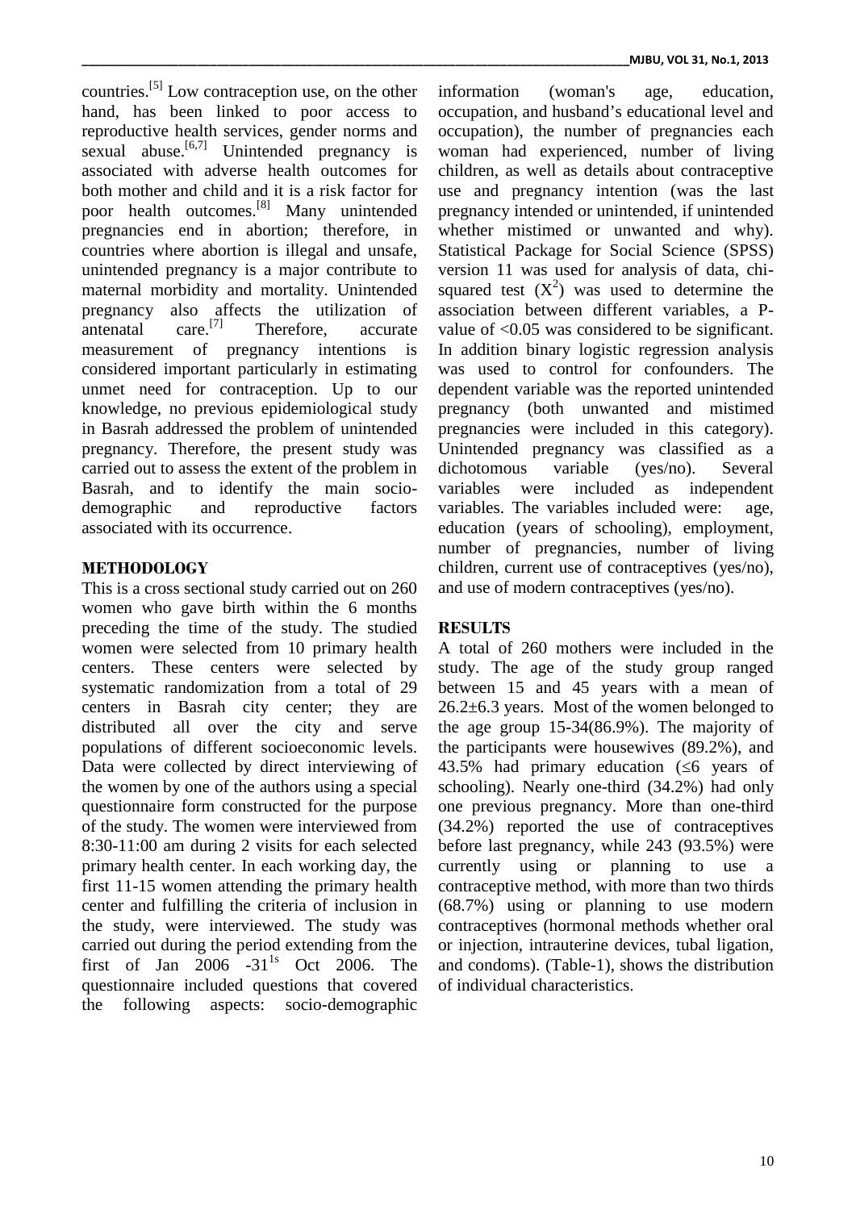countries.[5] Low contraception use, on the other hand, has been linked to poor access to reproductive health services, gender norms and sexual abuse.[6,7] Unintended pregnancy is associated with adverse health outcomes for both mother and child and it is a risk factor for poor health outcomes.[8] Many unintended pregnancies end in abortion; therefore, in countries where abortion is illegal and unsafe, unintended pregnancy is a major contribute to maternal morbidity and mortality. Unintended pregnancy also affects the utilization of antenatal care.[7] Therefore, accurate measurement of pregnancy intentions is considered important particularly in estimating unmet need for contraception. Up to our knowledge, no previous epidemiological study in Basrah addressed the problem of unintended pregnancy. Therefore, the present study was carried out to assess the extent of the problem in Basrah, and to identify the main socio-demographic and reproductive factors associated with its occurrence.

## METHODOLOGY

This is a cross sectional study carried out on 260 women who gave birth within the 6 months preceding the time of the study. The studied women were selected from 10 primary health centers. These centers were selected by systematic randomization from a total of 29 centers in Basrah city center; they are distributed all over the city and serve populations of different socioeconomic levels. Data were collected by direct interviewing of the women by one of the authors using a special questionnaire form constructed for the purpose of the study. The women were interviewed from 8:30-11:00 am during 2 visits for each selected primary health center. In each working day, the first 11-15 women attending the primary health center and fulfilling the criteria of inclusion in the study, were interviewed. The study was carried out during the period extending from the first of Jan 2006 -31[1s] Oct 2006. The questionnaire included questions that covered the following aspects: socio-demographic information (woman's age, education, occupation, and husband's educational level and occupation), the number of pregnancies each woman had experienced, number of living children, as well as details about contraceptive use and pregnancy intention (was the last pregnancy intended or unintended, if unintended whether mistimed or unwanted and why). Statistical Package for Social Science (SPSS) version 11 was used for analysis of data, chi-squared test ($X^2$) was used to determine the association between different variables, a P-value of <0.05 was considered to be significant. In addition binary logistic regression analysis was used to control for confounders. The dependent variable was the reported unintended pregnancy (both unwanted and mistimed pregnancies were included in this category). Unintended pregnancy was classified as a dichotomous variable (yes/no). Several variables were included as independent variables. The variables included were: age, education (years of schooling), employment, number of pregnancies, number of living children, current use of contraceptives (yes/no), and use of modern contraceptives (yes/no).

## RESULTS

A total of 260 mothers were included in the study. The age of the study group ranged between 15 and 45 years with a mean of 26.2±6.3 years. Most of the women belonged to the age group 15-34(86.9%). The majority of the participants were housewives (89.2%), and 43.5% had primary education (≤6 years of schooling). Nearly one-third (34.2%) had only one previous pregnancy. More than one-third (34.2%) reported the use of contraceptives before last pregnancy, while 243 (93.5%) were currently using or planning to use a contraceptive method, with more than two thirds (68.7%) using or planning to use modern contraceptives (hormonal methods whether oral or injection, intrauterine devices, tubal ligation, and condoms). (Table-1), shows the distribution of individual characteristics.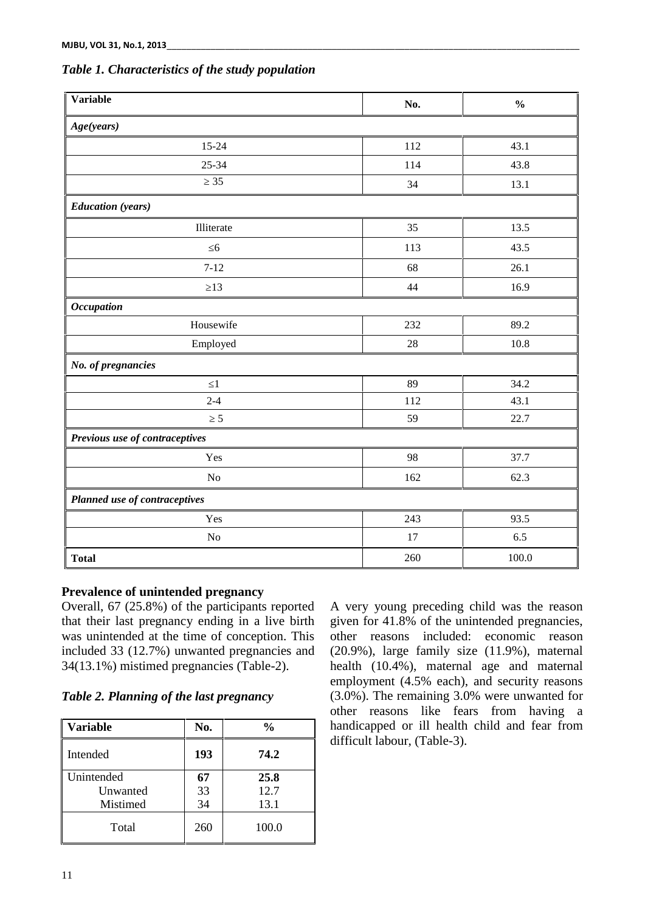*Table 1. Characteristics of the study population*

| Variable | No. | % |
|---|---|---|
| ***Age(years)*** | | |
| 15-24 | 112 | 43.1 |
| 25-34 | 114 | 43.8 |
| ≥ 35 | 34 | 13.1 |
| ***Education (years)*** | | |
| Illiterate | 35 | 13.5 |
| ≤6 | 113 | 43.5 |
| 7-12 | 68 | 26.1 |
| ≥13 | 44 | 16.9 |
| ***Occupation*** | | |
| Housewife | 232 | 89.2 |
| Employed | 28 | 10.8 |
| ***No. of pregnancies*** | | |
| ≤1 | 89 | 34.2 |
| 2-4 | 112 | 43.1 |
| ≥ 5 | 59 | 22.7 |
| ***Previous use of contraceptives*** | | |
| Yes | 98 | 37.7 |
| No | 162 | 62.3 |
| ***Planned use of contraceptives*** | | |
| Yes | 243 | 93.5 |
| No | 17 | 6.5 |
| **Total** | 260 | 100.0 |

**Prevalence of unintended pregnancy**

Overall, 67 (25.8%) of the participants reported that their last pregnancy ending in a live birth was unintended at the time of conception. This included 33 (12.7%) unwanted pregnancies and 34(13.1%) mistimed pregnancies (Table-2).

*Table 2. Planning of the last pregnancy*

| Variable | No. | % |
|---|---|---|
| Intended | **193** | **74.2** |
| Unintended | **67** | **25.8** |
| Unwanted | 33 | 12.7 |
| Mistimed | 34 | 13.1 |
| Total | 260 | 100.0 |

A very young preceding child was the reason given for 41.8% of the unintended pregnancies, other reasons included: economic reason (20.9%), large family size (11.9%), maternal health (10.4%), maternal age and maternal employment (4.5% each), and security reasons (3.0%). The remaining 3.0% were unwanted for other reasons like fears from having a handicapped or ill health child and fear from difficult labour, (Table-3).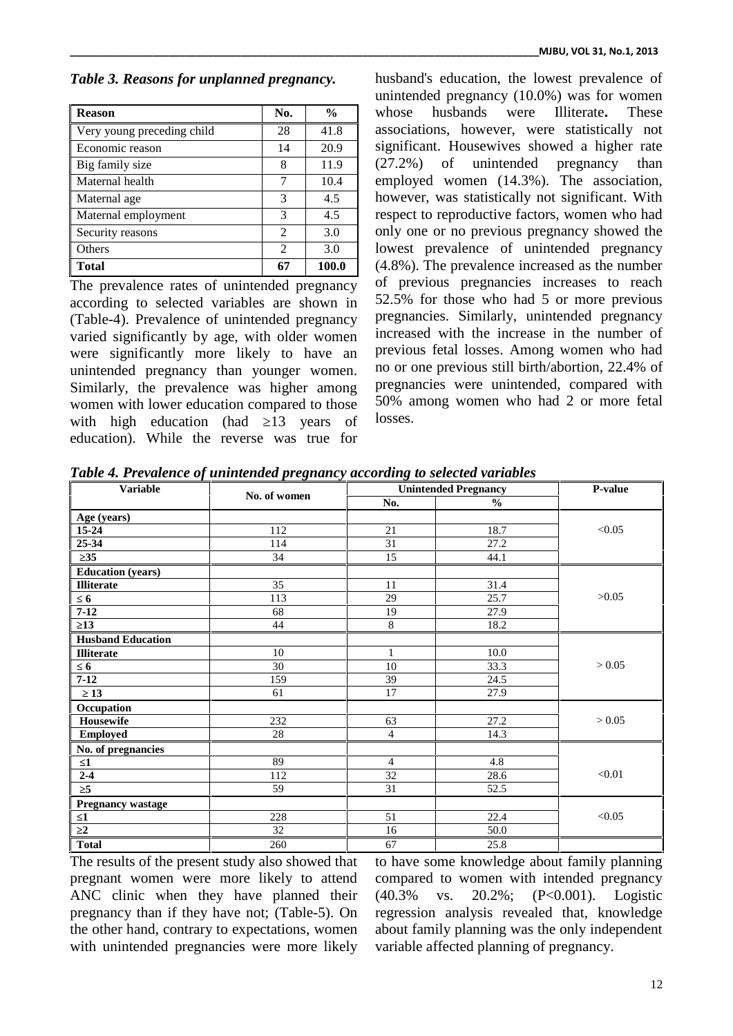*Table 3. Reasons for unplanned pregnancy.*

| Reason | No. | % |
|---|---|---|
| Very young preceding child | 28 | 41.8 |
| Economic reason | 14 | 20.9 |
| Big family size | 8 | 11.9 |
| Maternal health | 7 | 10.4 |
| Maternal age | 3 | 4.5 |
| Maternal employment | 3 | 4.5 |
| Security reasons | 2 | 3.0 |
| Others | 2 | 3.0 |
| **Total** | **67** | **100.0** |

The prevalence rates of unintended pregnancy according to selected variables are shown in (Table-4). Prevalence of unintended pregnancy varied significantly by age, with older women were significantly more likely to have an unintended pregnancy than younger women. Similarly, the prevalence was higher among women with lower education compared to those with high education (had ≥13 years of education). While the reverse was true for husband's education, the lowest prevalence of unintended pregnancy (10.0%) was for women whose husbands were Illiterate**.** These associations, however, were statistically not significant. Housewives showed a higher rate (27.2%) of unintended pregnancy than employed women (14.3%). The association, however, was statistically not significant. With respect to reproductive factors, women who had only one or no previous pregnancy showed the lowest prevalence of unintended pregnancy (4.8%). The prevalence increased as the number of previous pregnancies increases to reach 52.5% for those who had 5 or more previous pregnancies. Similarly, unintended pregnancy increased with the increase in the number of previous fetal losses. Among women who had no or one previous still birth/abortion, 22.4% of pregnancies were unintended, compared with 50% among women who had 2 or more fetal losses.

*Table 4. Prevalence of unintended pregnancy according to selected variables*

| Variable | No. of women | Unintended Pregnancy | | P-value |
|---|---|---|---|---|
| | | No. | % | |
| **Age (years)** | | | | |
| **15-24** | 112 | 21 | 18.7 | <0.05 |
| **25-34** | 114 | 31 | 27.2 | |
| **≥35** | 34 | 15 | 44.1 | |
| **Education (years)** | | | | |
| **Illiterate** | 35 | 11 | 31.4 | >0.05 |
| **≤ 6** | 113 | 29 | 25.7 | |
| **7-12** | 68 | 19 | 27.9 | |
| **≥13** | 44 | 8 | 18.2 | |
| **Husband Education** | | | | |
| **Illiterate** | 10 | 1 | 10.0 | > 0.05 |
| **≤ 6** | 30 | 10 | 33.3 | |
| **7-12** | 159 | 39 | 24.5 | |
| **≥ 13** | 61 | 17 | 27.9 | |
| **Occupation** | | | | |
| **Housewife** | 232 | 63 | 27.2 | > 0.05 |
| **Employed** | 28 | 4 | 14.3 | |
| **No. of pregnancies** | | | | |
| **≤1** | 89 | 4 | 4.8 | <0.01 |
| **2-4** | 112 | 32 | 28.6 | |
| **≥5** | 59 | 31 | 52.5 | |
| **Pregnancy wastage** | | | | |
| **≤1** | 228 | 51 | 22.4 | <0.05 |
| **≥2** | 32 | 16 | 50.0 | |
| **Total** | 260 | 67 | 25.8 | |

The results of the present study also showed that pregnant women were more likely to attend ANC clinic when they have planned their pregnancy than if they have not; (Table-5). On the other hand, contrary to expectations, women with unintended pregnancies were more likely to have some knowledge about family planning compared to women with intended pregnancy (40.3% vs. 20.2%; (P<0.001). Logistic regression analysis revealed that, knowledge about family planning was the only independent variable affected planning of pregnancy.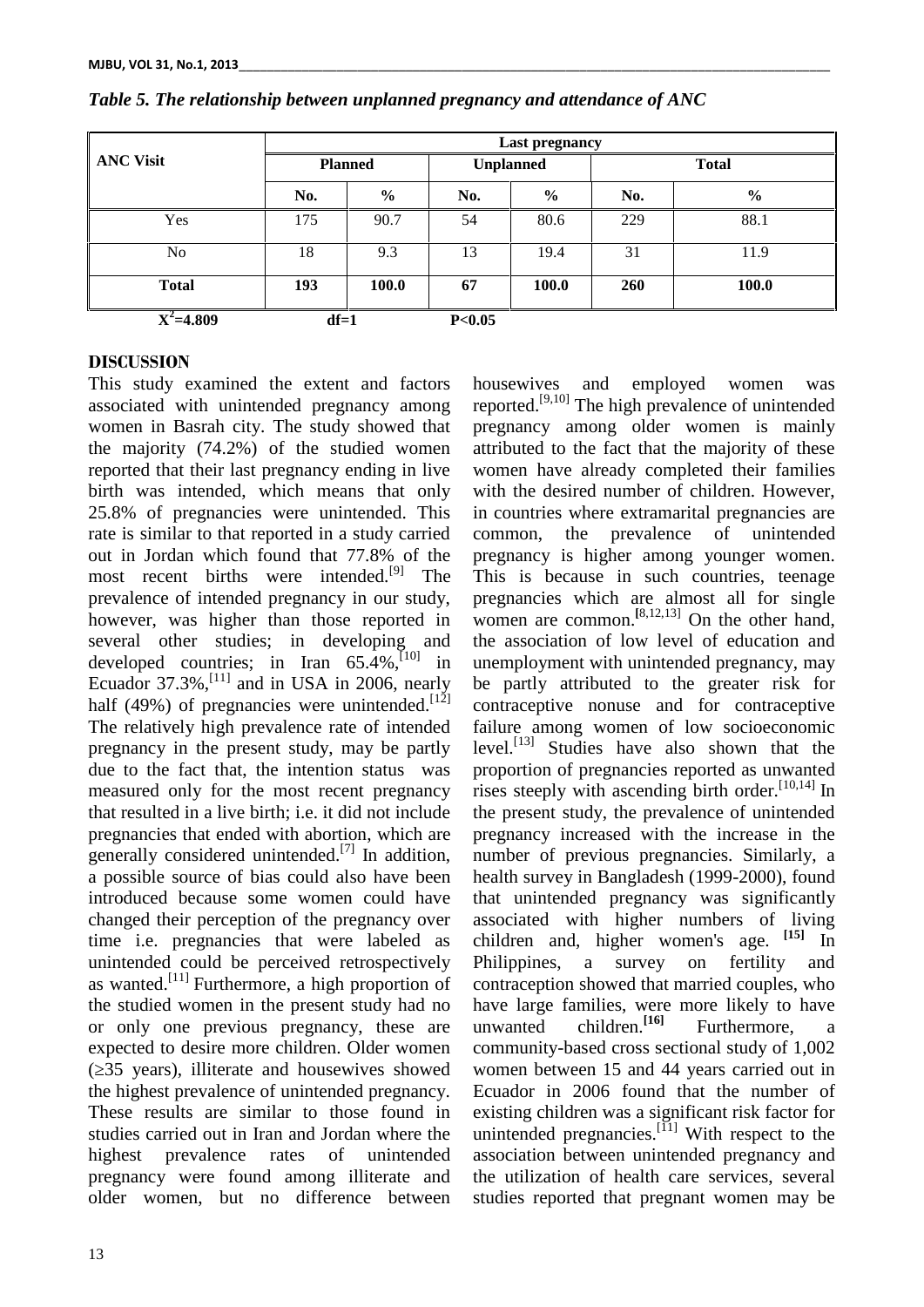*Table 5. The relationship between unplanned pregnancy and attendance of ANC*

| ANC Visit | Last pregnancy | | | | | |
|---|---|---|---|---|---|---|
| | Planned | | Unplanned | | Total | |
| | No. | % | No. | % | No. | % |
| Yes | 175 | 90.7 | 54 | 80.6 | 229 | 88.1 |
| No | 18 | 9.3 | 13 | 19.4 | 31 | 11.9 |
| **Total** | **193** | **100.0** | **67** | **100.0** | **260** | **100.0** |

$X^2$=4.809 df=1 $P<0.05$

## DISCUSSION

This study examined the extent and factors associated with unintended pregnancy among women in Basrah city. The study showed that the majority (74.2%) of the studied women reported that their last pregnancy ending in live birth was intended, which means that only 25.8% of pregnancies were unintended. This rate is similar to that reported in a study carried out in Jordan which found that 77.8% of the most recent births were intended.[9] The prevalence of intended pregnancy in our study, however, was higher than those reported in several other studies; in developing and developed countries; in Iran 65.4%,[10] in Ecuador 37.3%,[11] and in USA in 2006, nearly half (49%) of pregnancies were unintended.[12] The relatively high prevalence rate of intended pregnancy in the present study, may be partly due to the fact that, the intention status was measured only for the most recent pregnancy that resulted in a live birth; i.e. it did not include pregnancies that ended with abortion, which are generally considered unintended.[7] In addition, a possible source of bias could also have been introduced because some women could have changed their perception of the pregnancy over time i.e. pregnancies that were labeled as unintended could be perceived retrospectively as wanted.[11] Furthermore, a high proportion of the studied women in the present study had no or only one previous pregnancy, these are expected to desire more children. Older women (≥35 years), illiterate and housewives showed the highest prevalence of unintended pregnancy. These results are similar to those found in studies carried out in Iran and Jordan where the highest prevalence rates of unintended pregnancy were found among illiterate and older women, but no difference between housewives and employed women was reported.[9,10] The high prevalence of unintended pregnancy among older women is mainly attributed to the fact that the majority of these women have already completed their families with the desired number of children. However, in countries where extramarital pregnancies are common, the prevalence of unintended pregnancy is higher among younger women. This is because in such countries, teenage pregnancies which are almost all for single women are common.[8,12,13] On the other hand, the association of low level of education and unemployment with unintended pregnancy, may be partly attributed to the greater risk for contraceptive nonuse and for contraceptive failure among women of low socioeconomic level.[13] Studies have also shown that the proportion of pregnancies reported as unwanted rises steeply with ascending birth order.[10,14] In the present study, the prevalence of unintended pregnancy increased with the increase in the number of previous pregnancies. Similarly, a health survey in Bangladesh (1999-2000), found that unintended pregnancy was significantly associated with higher numbers of living children and, higher women's age. [15] In Philippines, a survey on fertility and contraception showed that married couples, who have large families, were more likely to have unwanted children.[16] Furthermore, a community-based cross sectional study of 1,002 women between 15 and 44 years carried out in Ecuador in 2006 found that the number of existing children was a significant risk factor for unintended pregnancies.[11] With respect to the association between unintended pregnancy and the utilization of health care services, several studies reported that pregnant women may be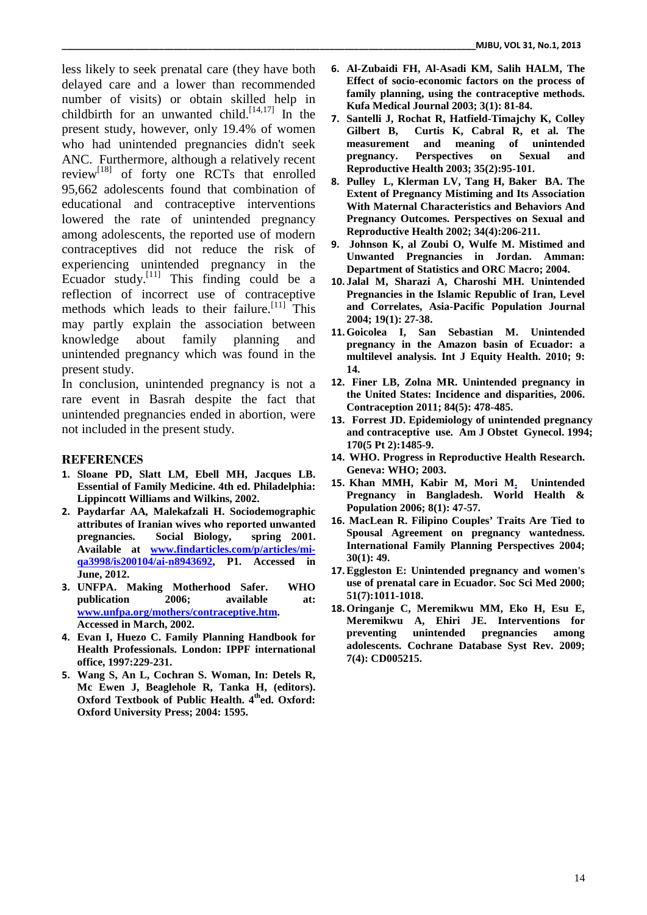less likely to seek prenatal care (they have both delayed care and a lower than recommended number of visits) or obtain skilled help in childbirth for an unwanted child.[14,17] In the present study, however, only 19.4% of women who had unintended pregnancies didn't seek ANC. Furthermore, although a relatively recent review[18] of forty one RCTs that enrolled 95,662 adolescents found that combination of educational and contraceptive interventions lowered the rate of unintended pregnancy among adolescents, the reported use of modern contraceptives did not reduce the risk of experiencing unintended pregnancy in the Ecuador study.[11] This finding could be a reflection of incorrect use of contraceptive methods which leads to their failure.[11] This may partly explain the association between knowledge about family planning and unintended pregnancy which was found in the present study.

In conclusion, unintended pregnancy is not a rare event in Basrah despite the fact that unintended pregnancies ended in abortion, were not included in the present study.

## REFERENCES

1. **Sloane PD, Slatt LM, Ebell MH, Jacques LB. Essential of Family Medicine. 4th ed. Philadelphia: Lippincott Williams and Wilkins, 2002.**
2. **Paydarfar AA, Malekafzali H. Sociodemographic attributes of Iranian wives who reported unwanted pregnancies. Social Biology, spring 2001. Available at www.findarticles.com/p/articles/mi-qa3998/is200104/ai-n8943692, P1. Accessed in June, 2012.**
3. **UNFPA. Making Motherhood Safer. WHO publication 2006; available at: www.unfpa.org/mothers/contraceptive.htm. Accessed in March, 2002.**
4. **Evan I, Huezo C. Family Planning Handbook for Health Professionals. London: IPPF international office, 1997:229-231.**
5. **Wang S, An L, Cochran S. Woman, In: Detels R, Mc Ewen J, Beaglehole R, Tanka H, (editors). Oxford Textbook of Public Health. 4th ed. Oxford: Oxford University Press; 2004: 1595.**
6. **Al-Zubaidi FH, Al-Asadi KM, Salih HALM, The Effect of socio-economic factors on the process of family planning, using the contraceptive methods. Kufa Medical Journal 2003; 3(1): 81-84.**
7. **Santelli J, Rochat R, Hatfield-Timajchy K, Colley Gilbert B, Curtis K, Cabral R, et al. The measurement and meaning of unintended pregnancy. Perspectives on Sexual and Reproductive Health 2003; 35(2):95-101.**
8. **Pulley L, Klerman LV, Tang H, Baker BA. The Extent of Pregnancy Mistiming and Its Association With Maternal Characteristics and Behaviors And Pregnancy Outcomes. Perspectives on Sexual and Reproductive Health 2002; 34(4):206-211.**
9. **Johnson K, al Zoubi O, Wulfe M. Mistimed and Unwanted Pregnancies in Jordan. Amman: Department of Statistics and ORC Macro; 2004.**
10. **Jalal M, Sharazi A, Charoshi MH. Unintended Pregnancies in the Islamic Republic of Iran, Level and Correlates, Asia-Pacific Population Journal 2004; 19(1): 27-38.**
11. **Goicolea I, San Sebastian M. Unintended pregnancy in the Amazon basin of Ecuador: a multilevel analysis. Int J Equity Health. 2010; 9: 14.**
12. **Finer LB, Zolna MR. Unintended pregnancy in the United States: Incidence and disparities, 2006. Contraception 2011; 84(5): 478-485.**
13. **Forrest JD. Epidemiology of unintended pregnancy and contraceptive use. Am J Obstet Gynecol. 1994; 170(5 Pt 2):1485-9.**
14. **WHO. Progress in Reproductive Health Research. Geneva: WHO; 2003.**
15. **Khan MMH, Kabir M, Mori M. Unintended Pregnancy in Bangladesh. World Health & Population 2006; 8(1): 47-57.**
16. **MacLean R. Filipino Couples' Traits Are Tied to Spousal Agreement on pregnancy wantedness. International Family Planning Perspectives 2004; 30(1): 49.**
17. **Eggleston E: Unintended pregnancy and women's use of prenatal care in Ecuador. Soc Sci Med 2000; 51(7):1011-1018.**
18. **Oringanje C, Meremikwu MM, Eko H, Esu E, Meremikwu A, Ehiri JE. Interventions for preventing unintended pregnancies among adolescents. Cochrane Database Syst Rev. 2009; 7(4): CD005215.**